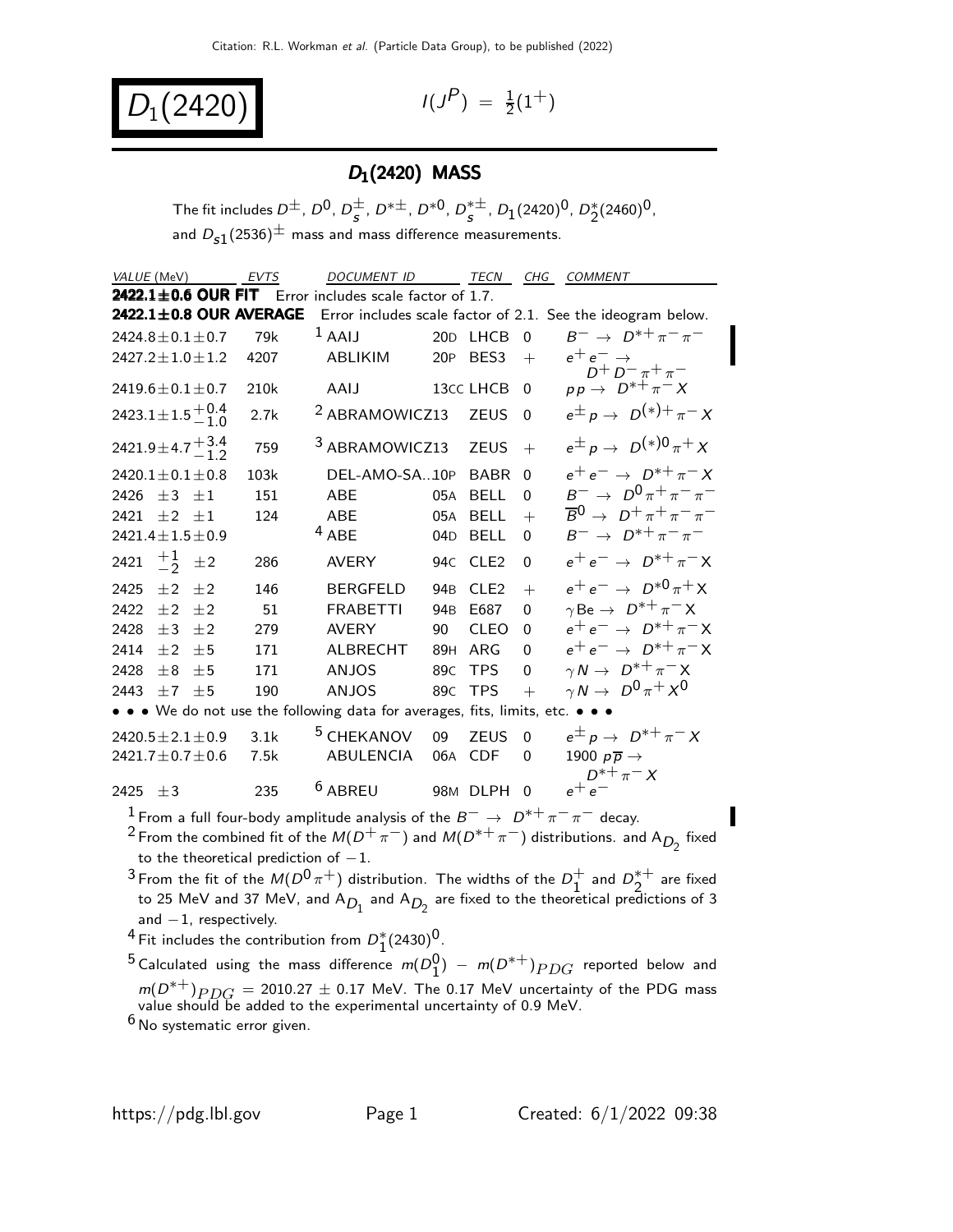# $D_1(2420)$

$I(J^P) = \frac{1}{2}(1^+)$

## $D_1(2420)$ MASS

The fit includes $D^\pm$, $D^0$, $D_s^\pm$, $D^{*\pm}$, $D^{*0}$, $D_s^{*\pm}$, $D_1(2420)^0$, $D_2^*(2460)^0$, and $D_{s1}(2536)^\pm$ mass and mass difference measurements.

| VALUE (MeV) | EVTS | DOCUMENT ID | | TECN | CHG | COMMENT |
|---|---|---|---|---|---|---|
| **2422.1±0.6 OUR FIT** | Error includes scale factor of 1.7. | | | | | |
| **2422.1±0.8 OUR AVERAGE** | Error includes scale factor of 2.1. See the ideogram below. | | | | | |
| $2424.8 \pm 0.1 \pm 0.7$ | 79k | [1] AAIJ | 20D | LHCB | 0 | $B^- \to D^{*+}\pi^-\pi^-$ |
| $2427.2 \pm 1.0 \pm 1.2$ | 4207 | ABLIKIM | 20P | BES3 | + | $e^+e^- \to D^+D^-\pi^+\pi^-$ |
| $2419.6 \pm 0.1 \pm 0.7$ | 210k | AAIJ | 13CC | LHCB | 0 | $pp \to D^{*+}\pi^- X$ |
| $2423.1 \pm 1.5 ^{+0.4}_{-1.0}$ | 2.7k | [2] ABRAMOWICZ13 | | ZEUS | 0 | $e^\pm p \to D^{(*)+}\pi^- X$ |
| $2421.9 \pm 4.7 ^{+3.4}_{-1.2}$ | 759 | [3] ABRAMOWICZ13 | | ZEUS | + | $e^\pm p \to D^{(*)0}\pi^+ X$ |
| $2420.1 \pm 0.1 \pm 0.8$ | 103k | DEL-AMO-SA..10P | | BABR | 0 | $e^+e^- \to D^{*+}\pi^- X$ |
| $2426 \pm 3 \pm 1$ | 151 | ABE | 05A | BELL | 0 | $B^- \to D^0\pi^+\pi^-\pi^-$ |
| $2421 \pm 2 \pm 1$ | 124 | ABE | 05A | BELL | + | $\overline{B}^0 \to D^+\pi^+\pi^-\pi^-$ |
| $2421.4 \pm 1.5 \pm 0.9$ | | [4] ABE | 04D | BELL | 0 | $B^- \to D^{*+}\pi^-\pi^-$ |
| $2421 ^{+1}_{-2} \pm 2$ | 286 | AVERY | 94C | CLE2 | 0 | $e^+e^- \to D^{*+}\pi^- X$ |
| $2425 \pm 2 \pm 2$ | 146 | BERGFELD | 94B | CLE2 | + | $e^+e^- \to D^{*0}\pi^+ X$ |
| $2422 \pm 2 \pm 2$ | 51 | FRABETTI | 94B | E687 | 0 | $\gamma \text{Be} \to D^{*+}\pi^- X$ |
| $2428 \pm 3 \pm 2$ | 279 | AVERY | 90 | CLEO | 0 | $e^+e^- \to D^{*+}\pi^- X$ |
| $2414 \pm 2 \pm 5$ | 171 | ALBRECHT | 89H | ARG | 0 | $e^+e^- \to D^{*+}\pi^- X$ |
| $2428 \pm 8 \pm 5$ | 171 | ANJOS | 89C | TPS | 0 | $\gamma N \to D^{*+}\pi^- X$ |
| $2443 \pm 7 \pm 5$ | 190 | ANJOS | 89C | TPS | + | $\gamma N \to D^0\pi^+ X^0$ |
| • • • We do not use the following data for averages, fits, limits, etc. • • • | | | | | | |
| $2420.5 \pm 2.1 \pm 0.9$ | 3.1k | [5] CHEKANOV | 09 | ZEUS | 0 | $e^\pm p \to D^{*+}\pi^- X$ |
| $2421.7 \pm 0.7 \pm 0.6$ | 7.5k | ABULENCIA | 06A | CDF | 0 | 1900 $p\overline{p} \to D^{*+}\pi^- X$ |
| $2425 \pm 3$ | 235 | [6] ABREU | 98M | DLPH | 0 | $e^+e^-$ |

[1] From a full four-body amplitude analysis of the $B^- \to D^{*+}\pi^-\pi^-$ decay.

[2] From the combined fit of the $M(D^+\pi^-)$ and $M(D^{*+}\pi^-)$ distributions. and $A_{D_2}$ fixed to the theoretical prediction of $-1$.

[3] From the fit of the $M(D^0\pi^+)$ distribution. The widths of the $D_1^+$ and $D_2^{*+}$ are fixed to 25 MeV and 37 MeV, and $A_{D_1}$ and $A_{D_2}$ are fixed to the theoretical predictions of 3 and $-1$, respectively.

[4] Fit includes the contribution from $D_1^*(2430)^0$.

[5] Calculated using the mass difference $m(D_1^0) - m(D^{*+})_{PDG}$ reported below and $m(D^{*+})_{PDG} = 2010.27 \pm 0.17$ MeV. The 0.17 MeV uncertainty of the PDG mass value should be added to the experimental uncertainty of 0.9 MeV.

[6] No systematic error given.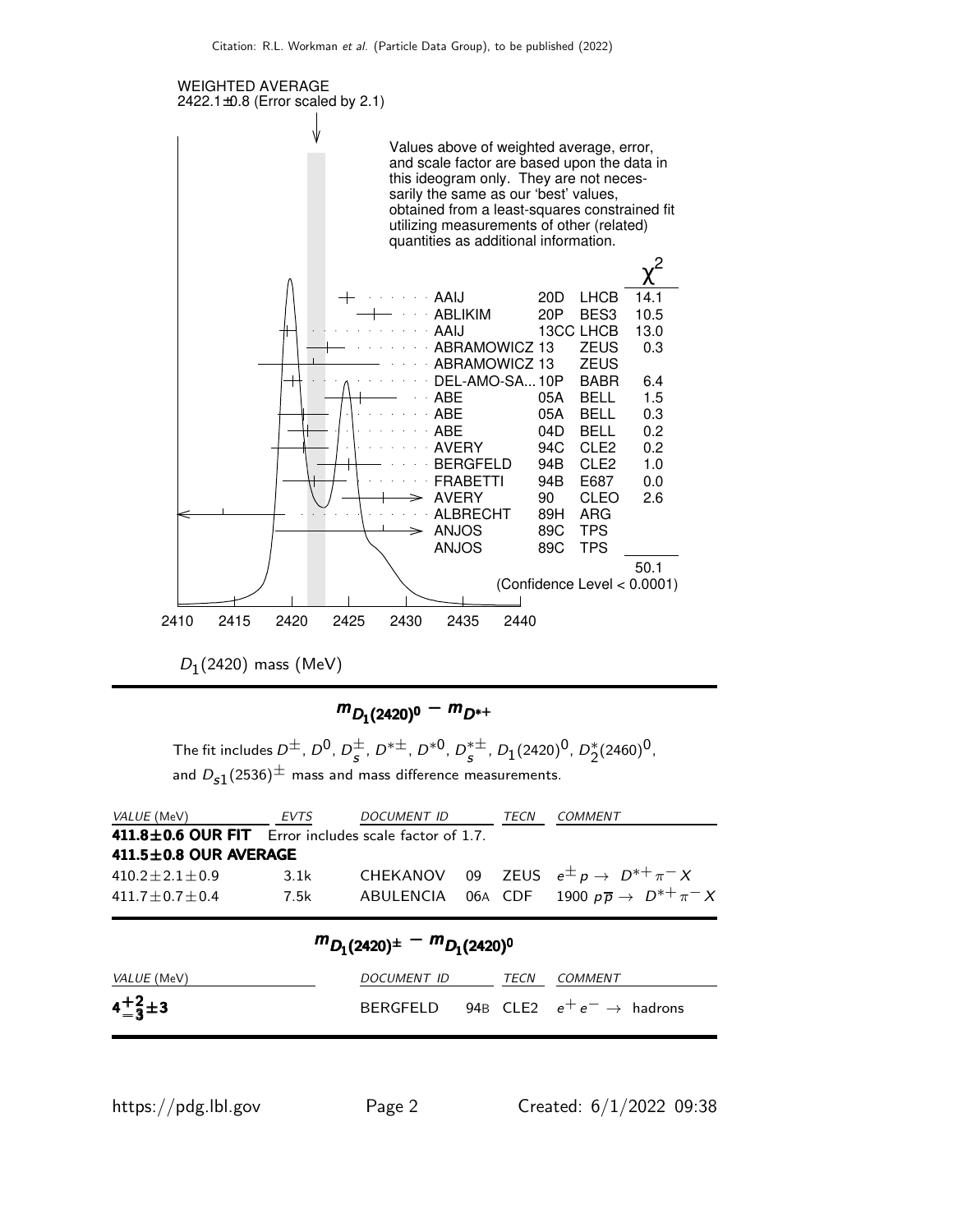WEIGHTED AVERAGE
2422.1±0.8 (Error scaled by 2.1)

Values above of weighted average, error, and scale factor are based upon the data in this ideogram only. They are not necessarily the same as our 'best' values, obtained from a least-squares constrained fit utilizing measurements of other (related) quantities as additional information.

| | | | $\chi^2$ |
|---|---|---|---|
| AAIJ | 20D | LHCB | 14.1 |
| ABLIKIM | 20P | BES3 | 10.5 |
| AAIJ | 13CC | LHCB | 13.0 |
| ABRAMOWICZ | 13 | ZEUS | 0.3 |
| ABRAMOWICZ | 13 | ZEUS | |
| DEL-AMO-SA... | 10P | BABR | 6.4 |
| ABE | 05A | BELL | 1.5 |
| ABE | 05A | BELL | 0.3 |
| ABE | 04D | BELL | 0.2 |
| AVERY | 94C | CLE2 | 0.2 |
| BERGFELD | 94B | CLE2 | 1.0 |
| FRABETTI | 94B | E687 | 0.0 |
| AVERY | 90 | CLEO | 2.6 |
| ALBRECHT | 89H | ARG | |
| ANJOS | 89C | TPS | |
| ANJOS | 89C | TPS | |
| | | | 50.1 |

(Confidence Level < 0.0001)

2410 2415 2420 2425 2430 2435 2440

$D_1(2420)$ mass (MeV)

## $m_{D_1(2420)^0} - m_{D^{*+}}$

The fit includes $D^{\pm}$, $D^0$, $D_s^{\pm}$, $D^{*\pm}$, $D^{*0}$, $D_s^{*\pm}$, $D_1(2420)^0$, $D_2^*(2460)^0$, and $D_{s1}(2536)^{\pm}$ mass and mass difference measurements.

| *VALUE* (MeV) | *EVTS* | *DOCUMENT ID* | | *TECN* | *COMMENT* |
|---|---|---|---|---|---|
| **411.8±0.6 OUR FIT** | Error includes scale factor of 1.7. | | | | |
| **411.5±0.8 OUR AVERAGE** | | | | | |
| 410.2±2.1±0.9 | 3.1k | CHEKANOV | 09 | ZEUS | $e^{\pm}p \to D^{*+}\pi^- X$ |
| 411.7±0.7±0.4 | 7.5k | ABULENCIA | 06A | CDF | 1900 $p\overline{p} \to D^{*+}\pi^- X$ |

## $m_{D_1(2420)^{\pm}} - m_{D_1(2420)^0}$

| *VALUE* (MeV) | *DOCUMENT ID* | | *TECN* | *COMMENT* |
|---|---|---|---|---|
| $\mathbf{4^{+2}_{-3}\pm 3}$ | BERGFELD | 94B | CLE2 | $e^+e^- \to$ hadrons |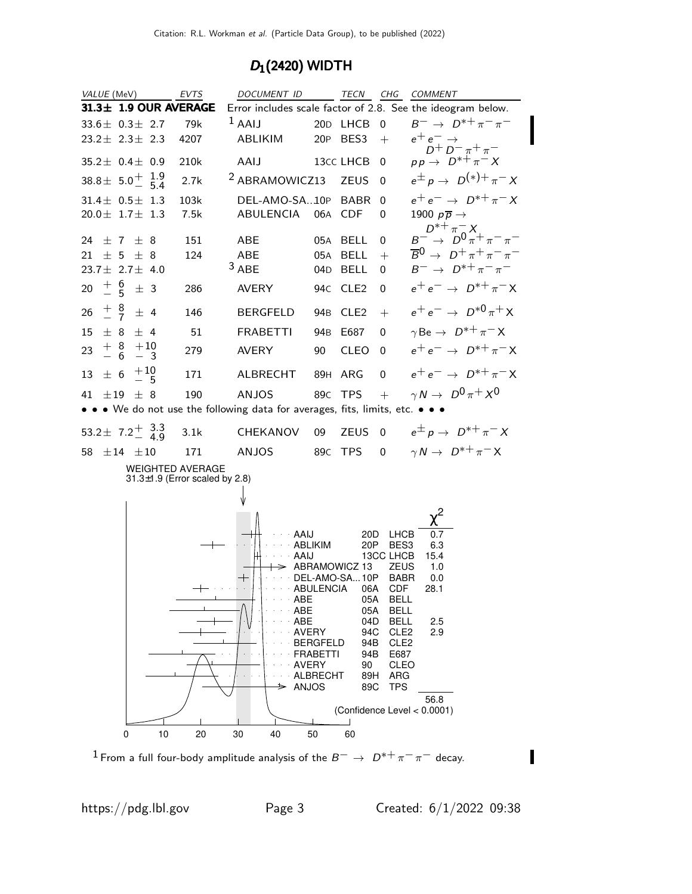## $D_1(2420)$ WIDTH

| VALUE (MeV) | EVTS | DOCUMENT ID | | TECN | CHG | COMMENT |
|---|---|---|---|---|---|---|
| **31.3± 1.9 OUR AVERAGE** | | Error includes scale factor of 2.8. See the ideogram below. | | | | |
| $33.6 \pm 0.3 \pm 2.7$ | 79k | [1] AAIJ | 20D | LHCB | 0 | $B^- \to D^{*+}\pi^-\pi^-$ |
| $23.2 \pm 2.3 \pm 2.3$ | 4207 | ABLIKIM | 20P | BES3 | $+$ | $e^+e^- \to D^+D^-\pi^+\pi^-$ |
| $35.2 \pm 0.4 \pm 0.9$ | 210k | AAIJ | 13CC | LHCB | 0 | $pp \to D^{*+}\pi^- X$ |
| $38.8 \pm 5.0^{+1.9}_{-5.4}$ | 2.7k | [2] ABRAMOWICZ13 | | ZEUS | 0 | $e^\pm p \to D^{(*)+}\pi^- X$ |
| $31.4 \pm 0.5 \pm 1.3$ | 103k | DEL-AMO-SA..10P | | BABR | 0 | $e^+e^- \to D^{*+}\pi^- X$ |
| $20.0 \pm 1.7 \pm 1.3$ | 7.5k | ABULENCIA | 06A | CDF | 0 | 1900 $p\overline{p} \to D^{*+}\pi^- X$ |
| $24 \pm 7 \pm 8$ | 151 | ABE | 05A | BELL | 0 | $B^- \to D^0\pi^+\pi^-\pi^-$ |
| $21 \pm 5 \pm 8$ | 124 | ABE | 05A | BELL | $+$ | $\overline{B}^0 \to D^+\pi^+\pi^-\pi^-$ |
| $23.7 \pm 2.7 \pm 4.0$ | | [3] ABE | 04D | BELL | 0 | $B^- \to D^{*+}\pi^-\pi^-$ |
| $20^{+6}_{-5} \pm 3$ | 286 | AVERY | 94C | CLE2 | 0 | $e^+e^- \to D^{*+}\pi^- X$ |
| $26^{+8}_{-7} \pm 4$ | 146 | BERGFELD | 94B | CLE2 | $+$ | $e^+e^- \to D^{*0}\pi^+ X$ |
| $15 \pm 8 \pm 4$ | 51 | FRABETTI | 94B | E687 | 0 | $\gamma \text{Be} \to D^{*+}\pi^- X$ |
| $23^{+8}_{-6}{}^{+10}_{-3}$ | 279 | AVERY | 90 | CLEO | 0 | $e^+e^- \to D^{*+}\pi^- X$ |
| $13 \pm 6^{+10}_{-5}$ | 171 | ALBRECHT | 89H | ARG | 0 | $e^+e^- \to D^{*+}\pi^- X$ |
| $41 \pm 19 \pm 8$ | 190 | ANJOS | 89C | TPS | $+$ | $\gamma N \to D^0\pi^+ X^0$ |
| • • • We do not use the following data for averages, fits, limits, etc. • • • | | | | | | |
| $53.2 \pm 7.2^{+3.3}_{-4.9}$ | 3.1k | CHEKANOV | 09 | ZEUS | 0 | $e^\pm p \to D^{*+}\pi^- X$ |
| $58 \pm 14 \pm 10$ | 171 | ANJOS | 89C | TPS | 0 | $\gamma N \to D^{*+}\pi^- X$ |

WEIGHTED AVERAGE
31.3±1.9 (Error scaled by 2.8)

| | | | $\chi^2$ |
|---|---|---|---|
| AAIJ | 20D | LHCB | 0.7 |
| ABLIKIM | 20P | BES3 | 6.3 |
| AAIJ | 13CC | LHCB | 15.4 |
| ABRAMOWICZ | 13 | ZEUS | 1.0 |
| DEL-AMO-SA... | 10P | BABR | 0.0 |
| ABULENCIA | 06A | CDF | 28.1 |
| ABE | 05A | BELL | |
| ABE | 05A | BELL | |
| ABE | 04D | BELL | 2.5 |
| AVERY | 94C | CLE2 | 2.9 |
| BERGFELD | 94B | CLE2 | |
| FRABETTI | 94B | E687 | |
| AVERY | 90 | CLEO | |
| ALBRECHT | 89H | ARG | |
| ANJOS | 89C | TPS | |
| | | | 56.8 |

(Confidence Level < 0.0001)

[1] From a full four-body amplitude analysis of the $B^- \to D^{*+}\pi^-\pi^-$ decay.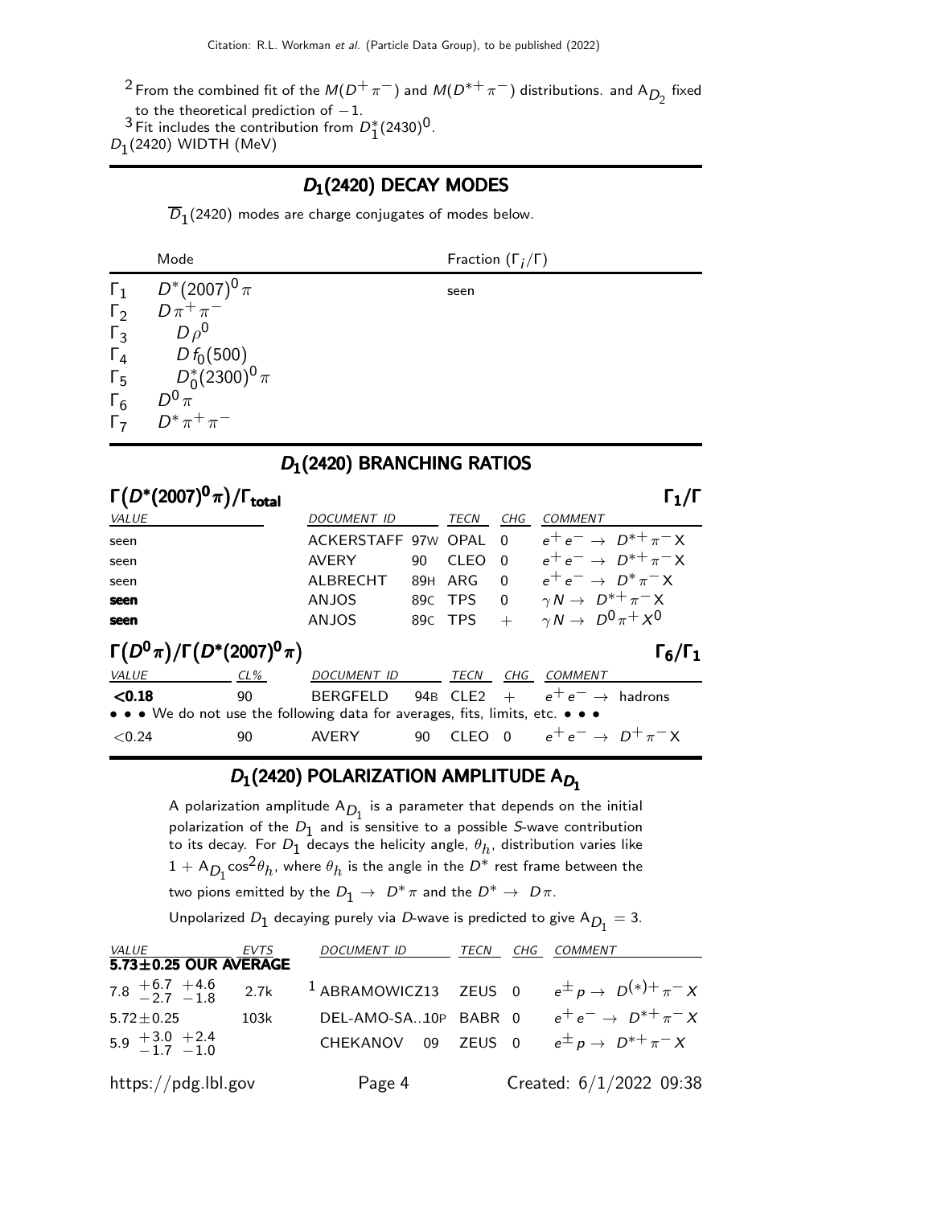[2] From the combined fit of the $M(D^+\pi^-)$ and $M(D^{*+}\pi^-)$ distributions. and $A_{D_2}$ fixed to the theoretical prediction of $-1$.

[3] Fit includes the contribution from $D_1^*(2430)^0$.

$D_1(2420)$ WIDTH (MeV)

## $D_1(2420)$ DECAY MODES

$\overline{D}_1(2420)$ modes are charge conjugates of modes below.

| | Mode | Fraction ($\Gamma_i/\Gamma$) |
|---|---|---|
| $\Gamma_1$ | $D^*(2007)^0\pi$ | seen |
| $\Gamma_2$ | $D\pi^+\pi^-$ | |
| $\Gamma_3$ | $D\rho^0$ | |
| $\Gamma_4$ | $D f_0(500)$ | |
| $\Gamma_5$ | $D_0^*(2300)^0\pi$ | |
| $\Gamma_6$ | $D^0\pi$ | |
| $\Gamma_7$ | $D^*\pi^+\pi^-$ | |

## $D_1(2420)$ BRANCHING RATIOS

### $\Gamma(D^*(2007)^0\pi)/\Gamma_{total}$ — $\Gamma_1/\Gamma$

| VALUE | DOCUMENT ID | | TECN | CHG | COMMENT |
|---|---|---|---|---|---|
| seen | ACKERSTAFF | 97W | OPAL | 0 | $e^+e^- \rightarrow D^{*+}\pi^- X$ |
| seen | AVERY | 90 | CLEO | 0 | $e^+e^- \rightarrow D^{*+}\pi^- X$ |
| seen | ALBRECHT | 89H | ARG | 0 | $e^+e^- \rightarrow D^*\pi^- X$ |
| **seen** | ANJOS | 89C | TPS | 0 | $\gamma N \rightarrow D^{*+}\pi^- X$ |
| **seen** | ANJOS | 89C | TPS | + | $\gamma N \rightarrow D^0\pi^+ X^0$ |

### $\Gamma(D^0\pi)/\Gamma(D^*(2007)^0\pi)$ — $\Gamma_6/\Gamma_1$

| VALUE | CL% | DOCUMENT ID | | TECN | CHG | COMMENT |
|---|---|---|---|---|---|---|
| **<0.18** | 90 | BERGFELD | 94B | CLE2 | + | $e^+e^- \rightarrow$ hadrons |
| • • • We do not use the following data for averages, fits, limits, etc. • • • | | | | | | |
| <0.24 | 90 | AVERY | 90 | CLEO | 0 | $e^+e^- \rightarrow D^+\pi^- X$ |

## $D_1(2420)$ POLARIZATION AMPLITUDE $A_{D_1}$

A polarization amplitude $A_{D_1}$ is a parameter that depends on the initial polarization of the $D_1$ and is sensitive to a possible $S$-wave contribution to its decay. For $D_1$ decays the helicity angle, $\theta_h$, distribution varies like $1 + A_{D_1}\cos^2\theta_h$, where $\theta_h$ is the angle in the $D^*$ rest frame between the two pions emitted by the $D_1 \rightarrow D^*\pi$ and the $D^* \rightarrow D\pi$.

Unpolarized $D_1$ decaying purely via $D$-wave is predicted to give $A_{D_1} = 3$.

| VALUE | EVTS | DOCUMENT ID | | TECN | CHG | COMMENT |
|---|---|---|---|---|---|---|
| **5.73±0.25 OUR AVERAGE** | | | | | | |
| $7.8\ ^{+6.7}_{-2.7}\ ^{+4.6}_{-1.8}$ | 2.7k | [1] ABRAMOWICZ | 13 | ZEUS | 0 | $e^\pm p \rightarrow D^{(*)+}\pi^- X$ |
| $5.72\pm0.25$ | 103k | DEL-AMO-SA... | 10P | BABR | 0 | $e^+e^- \rightarrow D^{*+}\pi^- X$ |
| $5.9\ ^{+3.0}_{-1.7}\ ^{+2.4}_{-1.0}$ | | CHEKANOV | 09 | ZEUS | 0 | $e^\pm p \rightarrow D^{*+}\pi^- X$ |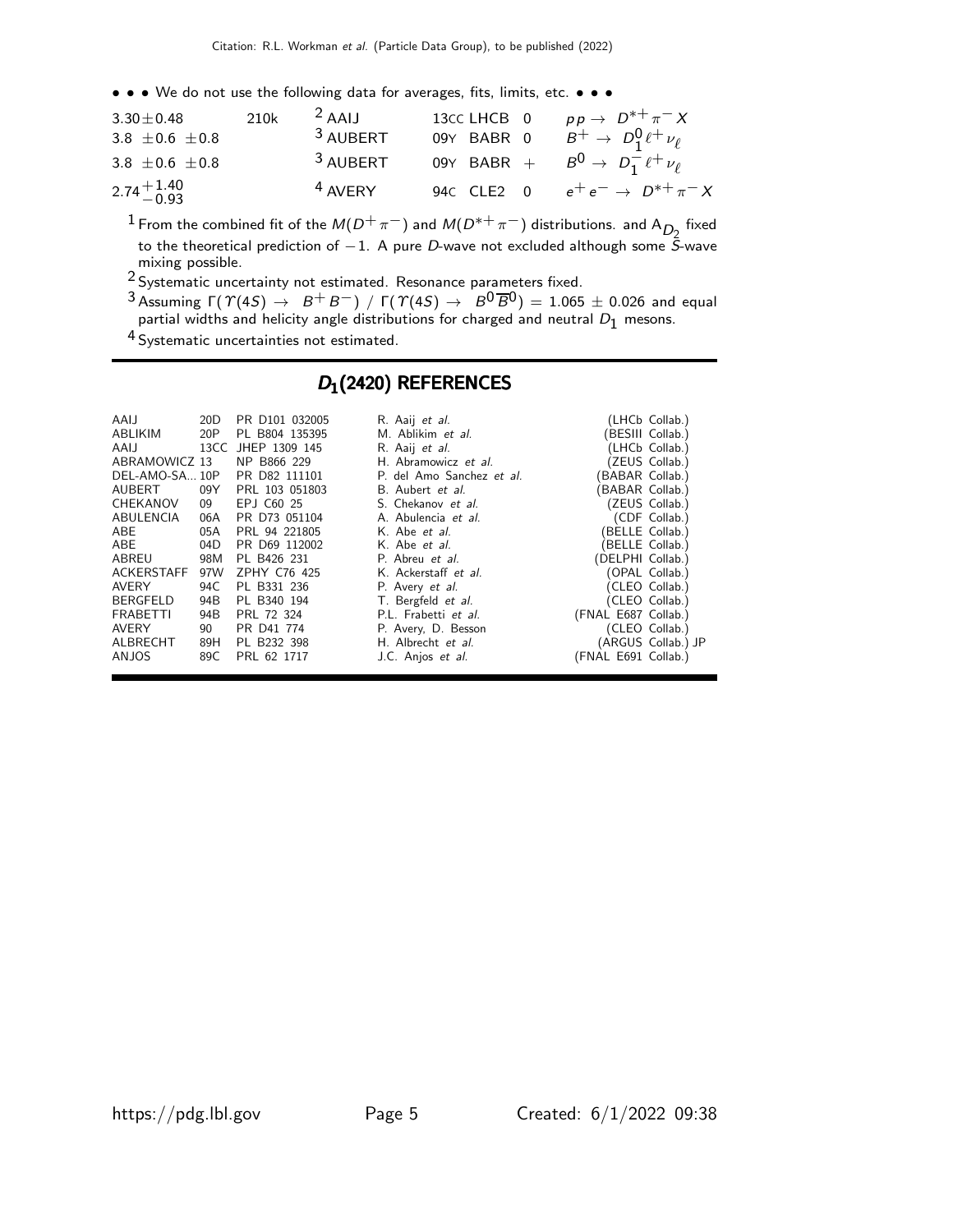• • • We do not use the following data for averages, fits, limits, etc. • • •

| | | | | | |
|---|---|---|---|---|---|
| $3.30 \pm 0.48$ | 210k | [2] AAIJ | 13CC LHCB | 0 | $pp \to D^{*+}\pi^- X$ |
| $3.8 \pm 0.6 \pm 0.8$ | | [3] AUBERT | 09Y BABR | 0 | $B^+ \to D_1^0 \ell^+ \nu_\ell$ |
| $3.8 \pm 0.6 \pm 0.8$ | | [3] AUBERT | 09Y BABR | + | $B^0 \to D_1^- \ell^+ \nu_\ell$ |
| $2.74^{+1.40}_{-0.93}$ | | [4] AVERY | 94C CLE2 | 0 | $e^+e^- \to D^{*+}\pi^- X$ |

[1] From the combined fit of the $M(D^+\pi^-)$ and $M(D^{*+}\pi^-)$ distributions. and $A_{D_2}$ fixed to the theoretical prediction of $-1$. A pure $D$-wave not excluded although some $S$-wave mixing possible.

[2] Systematic uncertainty not estimated. Resonance parameters fixed.

[3] Assuming $\Gamma(\Upsilon(4S) \to B^+B^-) / \Gamma(\Upsilon(4S) \to B^0\overline{B}^0) = 1.065 \pm 0.026$ and equal partial widths and helicity angle distributions for charged and neutral $D_1$ mesons.

[4] Systematic uncertainties not estimated.

## $D_1(2420)$ REFERENCES

| | | | | |
|---|---|---|---|---|
| AAIJ | 20D | PR D101 032005 | R. Aaij *et al.* | (LHCb Collab.) |
| ABLIKIM | 20P | PL B804 135395 | M. Ablikim *et al.* | (BESIII Collab.) |
| AAIJ | 13CC | JHEP 1309 145 | R. Aaij *et al.* | (LHCb Collab.) |
| ABRAMOWICZ | 13 | NP B866 229 | H. Abramowicz *et al.* | (ZEUS Collab.) |
| DEL-AMO-SA... | 10P | PR D82 111101 | P. del Amo Sanchez *et al.* | (BABAR Collab.) |
| AUBERT | 09Y | PRL 103 051803 | B. Aubert *et al.* | (BABAR Collab.) |
| CHEKANOV | 09 | EPJ C60 25 | S. Chekanov *et al.* | (ZEUS Collab.) |
| ABULENCIA | 06A | PR D73 051104 | A. Abulencia *et al.* | (CDF Collab.) |
| ABE | 05A | PRL 94 221805 | K. Abe *et al.* | (BELLE Collab.) |
| ABE | 04D | PR D69 112002 | K. Abe *et al.* | (BELLE Collab.) |
| ABREU | 98M | PL B426 231 | P. Abreu *et al.* | (DELPHI Collab.) |
| ACKERSTAFF | 97W | ZPHY C76 425 | K. Ackerstaff *et al.* | (OPAL Collab.) |
| AVERY | 94C | PL B331 236 | P. Avery *et al.* | (CLEO Collab.) |
| BERGFELD | 94B | PL B340 194 | T. Bergfeld *et al.* | (CLEO Collab.) |
| FRABETTI | 94B | PRL 72 324 | P.L. Frabetti *et al.* | (FNAL E687 Collab.) |
| AVERY | 90 | PR D41 774 | P. Avery, D. Besson | (CLEO Collab.) |
| ALBRECHT | 89H | PL B232 398 | H. Albrecht *et al.* | (ARGUS Collab.) JP |
| ANJOS | 89C | PRL 62 1717 | J.C. Anjos *et al.* | (FNAL E691 Collab.) |